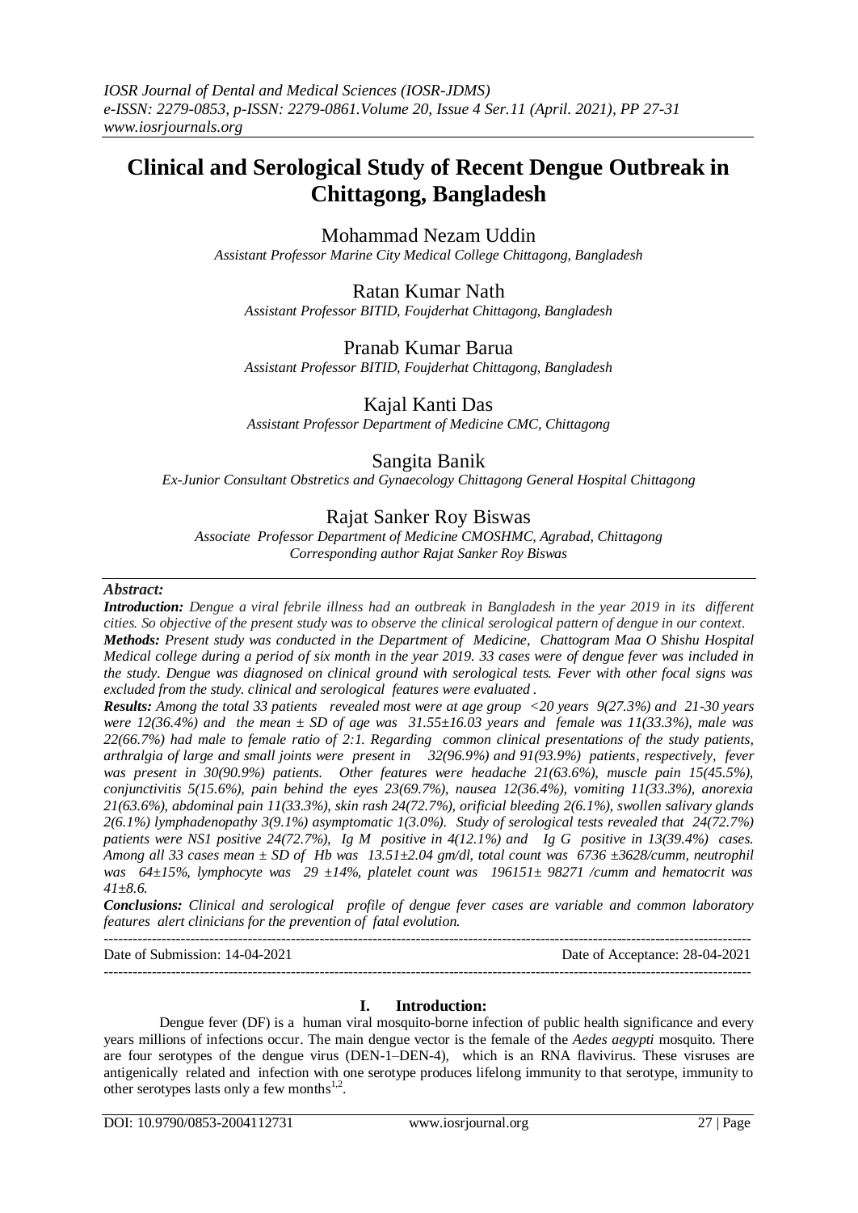# Clinical and Serological Study of Recent Dengue Outbreak in Chittagong, Bangladesh

Mohammad Nezam Uddin
*Assistant Professor Marine City Medical College Chittagong, Bangladesh*

Ratan Kumar Nath
*Assistant Professor BITID, Foujderhat Chittagong, Bangladesh*

Pranab Kumar Barua
*Assistant Professor BITID, Foujderhat Chittagong, Bangladesh*

Kajal Kanti Das
*Assistant Professor Department of Medicine CMC, Chittagong*

Sangita Banik
*Ex-Junior Consultant Obstretics and Gynaecology Chittagong General Hospital Chittagong*

Rajat Sanker Roy Biswas
*Associate Professor Department of Medicine CMOSHMC, Agrabad, Chittagong*
*Corresponding author Rajat Sanker Roy Biswas*

***Abstract:***

***Introduction:*** *Dengue a viral febrile illness had an outbreak in Bangladesh in the year 2019 in its different cities. So objective of the present study was to observe the clinical serological pattern of dengue in our context.*

***Methods:*** *Present study was conducted in the Department of Medicine, Chattogram Maa O Shishu Hospital Medical college during a period of six month in the year 2019. 33 cases were of dengue fever was included in the study. Dengue was diagnosed on clinical ground with serological tests. Fever with other focal signs was excluded from the study. clinical and serological features were evaluated .*

***Results:*** *Among the total 33 patients revealed most were at age group <20 years 9(27.3%) and 21-30 years were 12(36.4%) and the mean ± SD of age was 31.55±16.03 years and female was 11(33.3%), male was 22(66.7%) had male to female ratio of 2:1. Regarding common clinical presentations of the study patients, arthralgia of large and small joints were present in 32(96.9%) and 91(93.9%) patients, respectively, fever was present in 30(90.9%) patients. Other features were headache 21(63.6%), muscle pain 15(45.5%), conjunctivitis 5(15.6%), pain behind the eyes 23(69.7%), nausea 12(36.4%), vomiting 11(33.3%), anorexia 21(63.6%), abdominal pain 11(33.3%), skin rash 24(72.7%), orificial bleeding 2(6.1%), swollen salivary glands 2(6.1%) lymphadenopathy 3(9.1%) asymptomatic 1(3.0%). Study of serological tests revealed that 24(72.7%) patients were NS1 positive 24(72.7%), Ig M positive in 4(12.1%) and Ig G positive in 13(39.4%) cases. Among all 33 cases mean ± SD of Hb was 13.51±2.04 gm/dl, total count was 6736 ±3628/cumm, neutrophil was 64±15%, lymphocyte was 29 ±14%, platelet count was 196151± 98271 /cumm and hematocrit was 41±8.6.*

***Conclusions:*** *Clinical and serological profile of dengue fever cases are variable and common laboratory features alert clinicians for the prevention of fatal evolution.*

---

Date of Submission: 14-04-2021 Date of Acceptance: 28-04-2021

---

## I. Introduction:

Dengue fever (DF) is a human viral mosquito-borne infection of public health significance and every years millions of infections occur. The main dengue vector is the female of the *Aedes aegypti* mosquito. There are four serotypes of the dengue virus (DEN-1–DEN-4), which is an RNA flavivirus. These visruses are antigenically related and infection with one serotype produces lifelong immunity to that serotype, immunity to other serotypes lasts only a few months[1,2].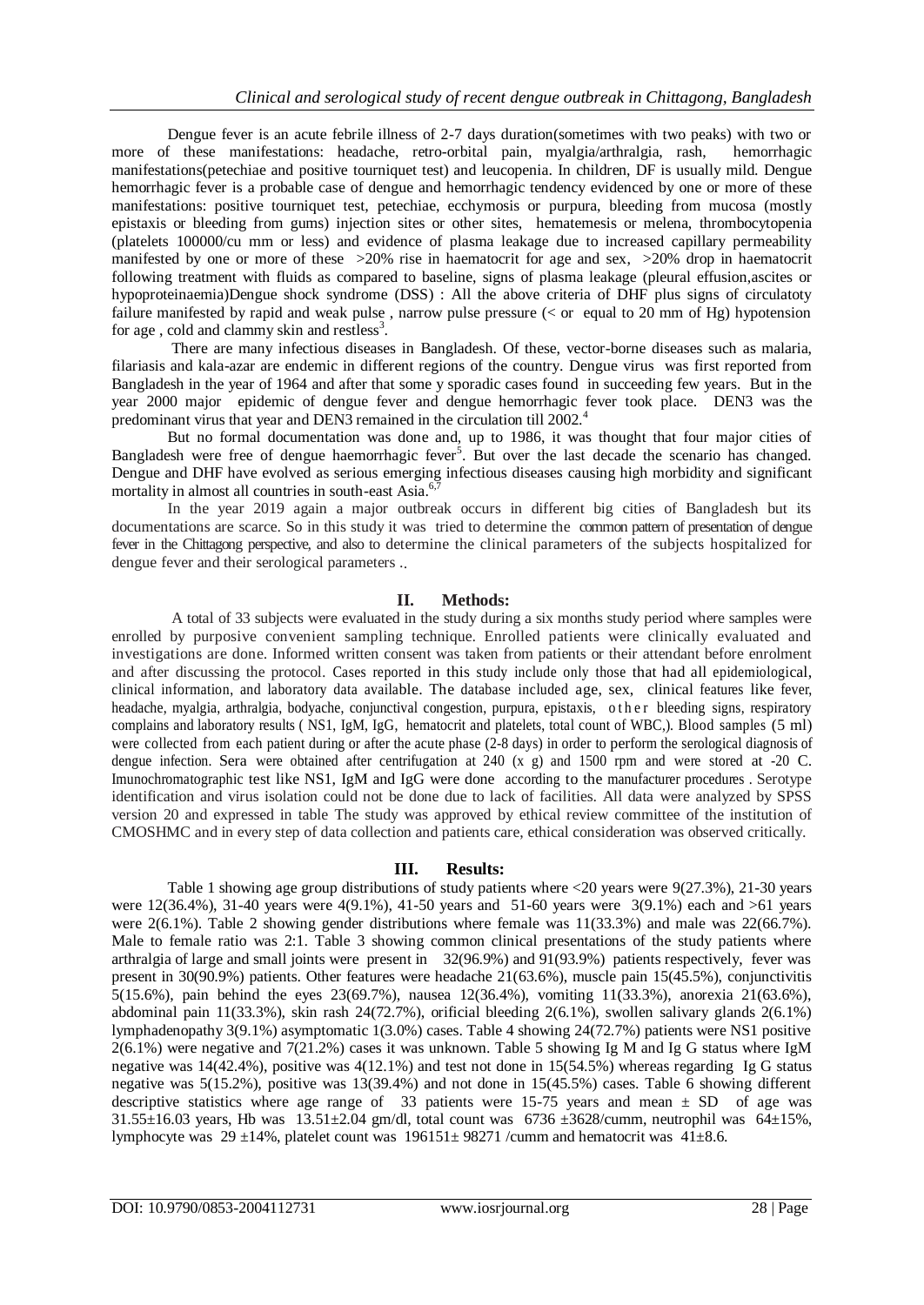Dengue fever is an acute febrile illness of 2-7 days duration(sometimes with two peaks) with two or more of these manifestations: headache, retro-orbital pain, myalgia/arthralgia, rash, hemorrhagic manifestations(petechiae and positive tourniquet test) and leucopenia. In children, DF is usually mild. Dengue hemorrhagic fever is a probable case of dengue and hemorrhagic tendency evidenced by one or more of these manifestations: positive tourniquet test, petechiae, ecchymosis or purpura, bleeding from mucosa (mostly epistaxis or bleeding from gums) injection sites or other sites, hematemesis or melena, thrombocytopenia (platelets 100000/cu mm or less) and evidence of plasma leakage due to increased capillary permeability manifested by one or more of these >20% rise in haematocrit for age and sex, >20% drop in haematocrit following treatment with fluids as compared to baseline, signs of plasma leakage (pleural effusion,ascites or hypoproteinaemia)Dengue shock syndrome (DSS) : All the above criteria of DHF plus signs of circulatoty failure manifested by rapid and weak pulse , narrow pulse pressure (< or equal to 20 mm of Hg) hypotension for age , cold and clammy skin and restless[3].

There are many infectious diseases in Bangladesh. Of these, vector-borne diseases such as malaria, filariasis and kala-azar are endemic in different regions of the country. Dengue virus was first reported from Bangladesh in the year of 1964 and after that some y sporadic cases found in succeeding few years. But in the year 2000 major epidemic of dengue fever and dengue hemorrhagic fever took place. DEN3 was the predominant virus that year and DEN3 remained in the circulation till 2002.[4]

But no formal documentation was done and, up to 1986, it was thought that four major cities of Bangladesh were free of dengue haemorrhagic fever[5]. But over the last decade the scenario has changed. Dengue and DHF have evolved as serious emerging infectious diseases causing high morbidity and significant mortality in almost all countries in south-east Asia.[6,7]

In the year 2019 again a major outbreak occurs in different big cities of Bangladesh but its documentations are scarce. So in this study it was tried to determine the common pattern of presentation of dengue fever in the Chittagong perspective, and also to determine the clinical parameters of the subjects hospitalized for dengue fever and their serological parameters ..

## II. Methods:

A total of 33 subjects were evaluated in the study during a six months study period where samples were enrolled by purposive convenient sampling technique. Enrolled patients were clinically evaluated and investigations are done. Informed written consent was taken from patients or their attendant before enrolment and after discussing the protocol. Cases reported in this study include only those that had all epidemiological, clinical information, and laboratory data available. The database included age, sex, clinical features like fever, headache, myalgia, arthralgia, bodyache, conjunctival congestion, purpura, epistaxis, other bleeding signs, respiratory complains and laboratory results ( NS1, IgM, IgG, hematocrit and platelets, total count of WBC,). Blood samples (5 ml) were collected from each patient during or after the acute phase (2-8 days) in order to perform the serological diagnosis of dengue infection. Sera were obtained after centrifugation at 240 (x g) and 1500 rpm and were stored at -20 C. Imunochromatographic test like NS1, IgM and IgG were done according to the manufacturer procedures . Serotype identification and virus isolation could not be done due to lack of facilities. All data were analyzed by SPSS version 20 and expressed in table The study was approved by ethical review committee of the institution of CMOSHMC and in every step of data collection and patients care, ethical consideration was observed critically.

## III. Results:

Table 1 showing age group distributions of study patients where <20 years were 9(27.3%), 21-30 years were 12(36.4%), 31-40 years were 4(9.1%), 41-50 years and 51-60 years were 3(9.1%) each and >61 years were 2(6.1%). Table 2 showing gender distributions where female was 11(33.3%) and male was 22(66.7%). Male to female ratio was 2:1. Table 3 showing common clinical presentations of the study patients where arthralgia of large and small joints were present in 32(96.9%) and 91(93.9%) patients respectively, fever was present in 30(90.9%) patients. Other features were headache 21(63.6%), muscle pain 15(45.5%), conjunctivitis 5(15.6%), pain behind the eyes 23(69.7%), nausea 12(36.4%), vomiting 11(33.3%), anorexia 21(63.6%), abdominal pain 11(33.3%), skin rash 24(72.7%), orificial bleeding 2(6.1%), swollen salivary glands 2(6.1%) lymphadenopathy 3(9.1%) asymptomatic 1(3.0%) cases. Table 4 showing 24(72.7%) patients were NS1 positive 2(6.1%) were negative and 7(21.2%) cases it was unknown. Table 5 showing Ig M and Ig G status where IgM negative was 14(42.4%), positive was 4(12.1%) and test not done in 15(54.5%) whereas regarding Ig G status negative was 5(15.2%), positive was 13(39.4%) and not done in 15(45.5%) cases. Table 6 showing different descriptive statistics where age range of 33 patients were 15-75 years and mean ± SD of age was 31.55±16.03 years, Hb was 13.51±2.04 gm/dl, total count was 6736 ±3628/cumm, neutrophil was 64±15%, lymphocyte was 29 ±14%, platelet count was 196151± 98271 /cumm and hematocrit was 41±8.6.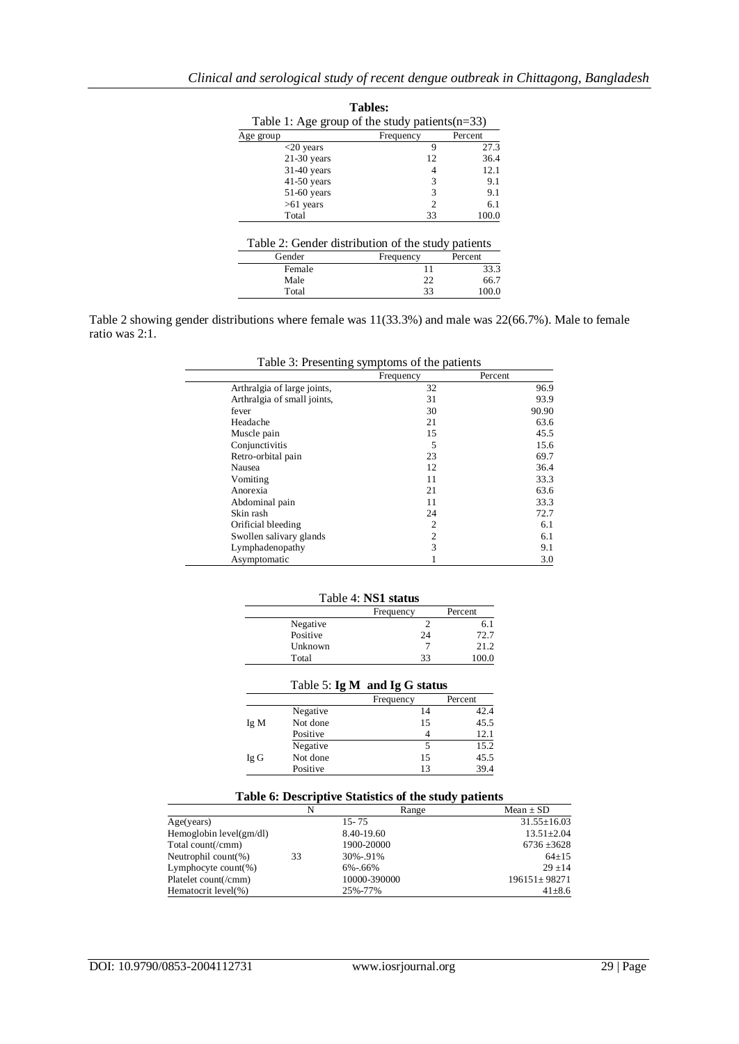**Tables:**

Table 1: Age group of the study patients(n=33)

| Age group | Frequency | Percent |
|---|---|---|
| <20 years | 9 | 27.3 |
| 21-30 years | 12 | 36.4 |
| 31-40 years | 4 | 12.1 |
| 41-50 years | 3 | 9.1 |
| 51-60 years | 3 | 9.1 |
| >61 years | 2 | 6.1 |
| Total | 33 | 100.0 |

Table 2: Gender distribution of the study patients

| Gender | Frequency | Percent |
|---|---|---|
| Female | 11 | 33.3 |
| Male | 22 | 66.7 |
| Total | 33 | 100.0 |

Table 2 showing gender distributions where female was 11(33.3%) and male was 22(66.7%). Male to female ratio was 2:1.

Table 3: Presenting symptoms of the patients

| | Frequency | Percent |
|---|---|---|
| Arthralgia of large joints, | 32 | 96.9 |
| Arthralgia of small joints, | 31 | 93.9 |
| fever | 30 | 90.90 |
| Headache | 21 | 63.6 |
| Muscle pain | 15 | 45.5 |
| Conjunctivitis | 5 | 15.6 |
| Retro-orbital pain | 23 | 69.7 |
| Nausea | 12 | 36.4 |
| Vomiting | 11 | 33.3 |
| Anorexia | 21 | 63.6 |
| Abdominal pain | 11 | 33.3 |
| Skin rash | 24 | 72.7 |
| Orificial bleeding | 2 | 6.1 |
| Swollen salivary glands | 2 | 6.1 |
| Lymphadenopathy | 3 | 9.1 |
| Asymptomatic | 1 | 3.0 |

Table 4: **NS1 status**

| | Frequency | Percent |
|---|---|---|
| Negative | 2 | 6.1 |
| Positive | 24 | 72.7 |
| Unknown | 7 | 21.2 |
| Total | 33 | 100.0 |

Table 5: **Ig M and Ig G status**

| | | Frequency | Percent |
|---|---|---|---|
| Ig M | Negative | 14 | 42.4 |
| | Not done | 15 | 45.5 |
| | Positive | 4 | 12.1 |
| Ig G | Negative | 5 | 15.2 |
| | Not done | 15 | 45.5 |
| | Positive | 13 | 39.4 |

**Table 6: Descriptive Statistics of the study patients**

| | N | Range | Mean ± SD |
|---|---|---|---|
| Age(years) | | 15- 75 | 31.55±16.03 |
| Hemoglobin level(gm/dl) | | 8.40-19.60 | 13.51±2.04 |
| Total count(/cmm) | | 1900-20000 | 6736 ±3628 |
| Neutrophil count(%) | 33 | 30%-.91% | 64±15 |
| Lymphocyte count(%) | | 6%-.66% | 29 ±14 |
| Platelet count(/cmm) | | 10000-390000 | 196151± 98271 |
| Hematocrit level(%) | | 25%-77% | 41±8.6 |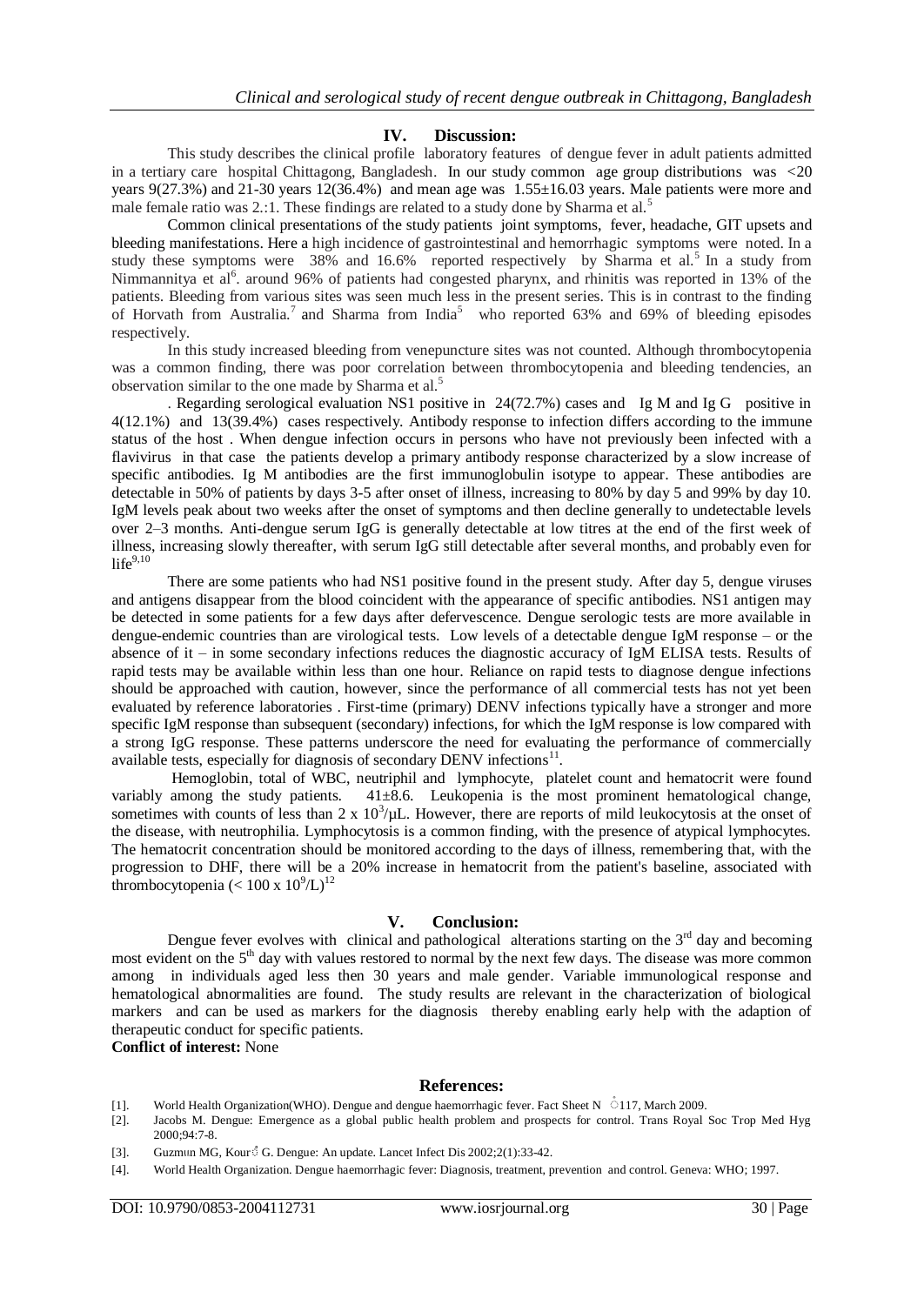## IV. Discussion:

This study describes the clinical profile laboratory features of dengue fever in adult patients admitted in a tertiary care hospital Chittagong, Bangladesh. In our study common age group distributions was <20 years 9(27.3%) and 21-30 years 12(36.4%) and mean age was 1.55±16.03 years. Male patients were more and male female ratio was 2.:1. These findings are related to a study done by Sharma et al.[5]

Common clinical presentations of the study patients joint symptoms, fever, headache, GIT upsets and bleeding manifestations. Here a high incidence of gastrointestinal and hemorrhagic symptoms were noted. In a study these symptoms were 38% and 16.6% reported respectively by Sharma et al.[5] In a study from Nimmannitya et al[6]. around 96% of patients had congested pharynx, and rhinitis was reported in 13% of the patients. Bleeding from various sites was seen much less in the present series. This is in contrast to the finding of Horvath from Australia.[7] and Sharma from India[5] who reported 63% and 69% of bleeding episodes respectively.

In this study increased bleeding from venepuncture sites was not counted. Although thrombocytopenia was a common finding, there was poor correlation between thrombocytopenia and bleeding tendencies, an observation similar to the one made by Sharma et al.[5]

. Regarding serological evaluation NS1 positive in 24(72.7%) cases and Ig M and Ig G positive in 4(12.1%) and 13(39.4%) cases respectively. Antibody response to infection differs according to the immune status of the host . When dengue infection occurs in persons who have not previously been infected with a flavivirus in that case the patients develop a primary antibody response characterized by a slow increase of specific antibodies. Ig M antibodies are the first immunoglobulin isotype to appear. These antibodies are detectable in 50% of patients by days 3-5 after onset of illness, increasing to 80% by day 5 and 99% by day 10. IgM levels peak about two weeks after the onset of symptoms and then decline generally to undetectable levels over 2–3 months. Anti-dengue serum IgG is generally detectable at low titres at the end of the first week of illness, increasing slowly thereafter, with serum IgG still detectable after several months, and probably even for life[9,10]

There are some patients who had NS1 positive found in the present study. After day 5, dengue viruses and antigens disappear from the blood coincident with the appearance of specific antibodies. NS1 antigen may be detected in some patients for a few days after defervescence. Dengue serologic tests are more available in dengue-endemic countries than are virological tests. Low levels of a detectable dengue IgM response – or the absence of it – in some secondary infections reduces the diagnostic accuracy of IgM ELISA tests. Results of rapid tests may be available within less than one hour. Reliance on rapid tests to diagnose dengue infections should be approached with caution, however, since the performance of all commercial tests has not yet been evaluated by reference laboratories . First-time (primary) DENV infections typically have a stronger and more specific IgM response than subsequent (secondary) infections, for which the IgM response is low compared with a strong IgG response. These patterns underscore the need for evaluating the performance of commercially available tests, especially for diagnosis of secondary DENV infections[11].

Hemoglobin, total of WBC, neutriphil and lymphocyte, platelet count and hematocrit were found variably among the study patients. 41±8.6. Leukopenia is the most prominent hematological change, sometimes with counts of less than 2 x $10^3$/µL. However, there are reports of mild leukocytosis at the onset of the disease, with neutrophilia. Lymphocytosis is a common finding, with the presence of atypical lymphocytes. The hematocrit concentration should be monitored according to the days of illness, remembering that, with the progression to DHF, there will be a 20% increase in hematocrit from the patient's baseline, associated with thrombocytopenia (< 100 x $10^9$/L)[12]

## V. Conclusion:

Dengue fever evolves with clinical and pathological alterations starting on the 3rd day and becoming most evident on the 5th day with values restored to normal by the next few days. The disease was more common among in individuals aged less then 30 years and male gender. Variable immunological response and hematological abnormalities are found. The study results are relevant in the characterization of biological markers and can be used as markers for the diagnosis thereby enabling early help with the adaption of therapeutic conduct for specific patients.

**Conflict of interest:** None

## References:

[1]. World Health Organization(WHO). Dengue and dengue haemorrhagic fever. Fact Sheet N ◌̊117, March 2009.

[2]. Jacobs M. Dengue: Emergence as a global public health problem and prospects for control. Trans Royal Soc Trop Med Hyg 2000;94:7-8.

[3]. Guzmıın MG, Kour♂ G. Dengue: An update. Lancet Infect Dis 2002;2(1):33-42.

[4]. World Health Organization. Dengue haemorrhagic fever: Diagnosis, treatment, prevention and control. Geneva: WHO; 1997.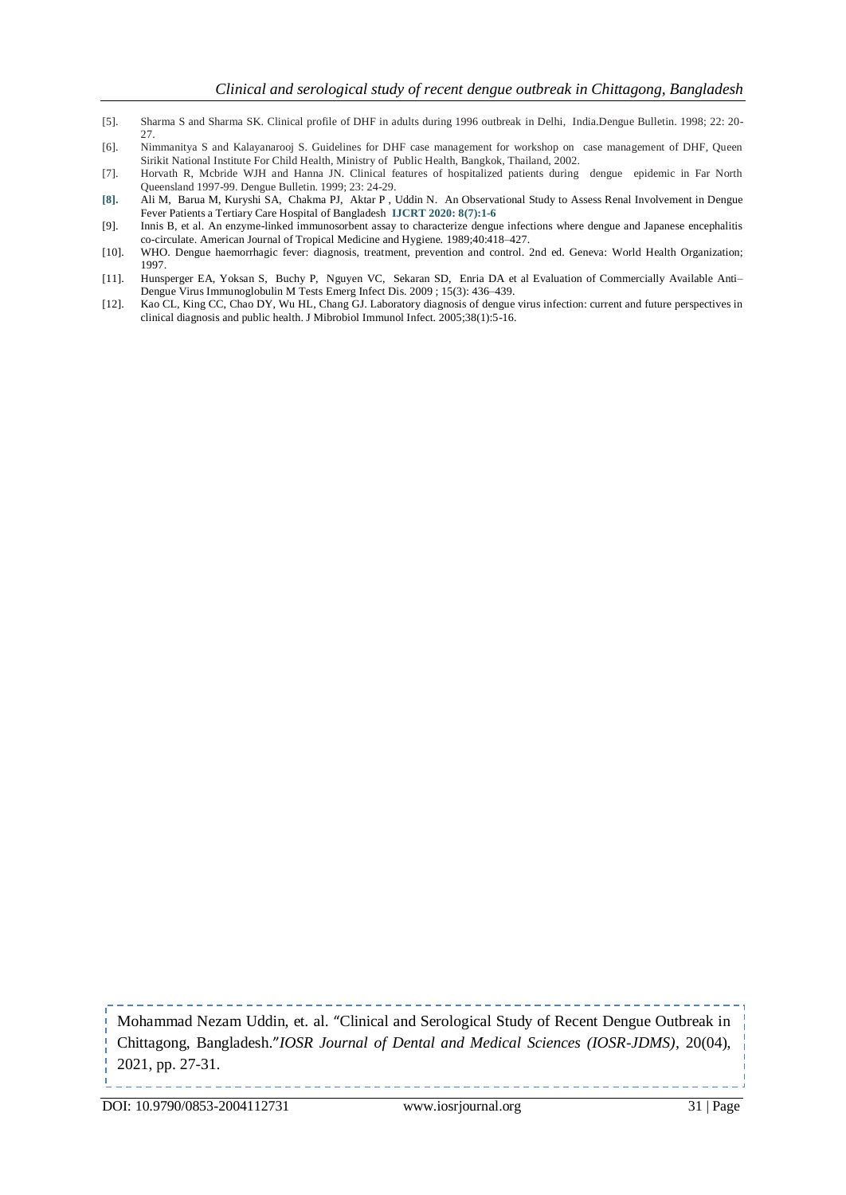[5]. Sharma S and Sharma SK. Clinical profile of DHF in adults during 1996 outbreak in Delhi, India.Dengue Bulletin. 1998; 22: 20-27.

[6]. Nimmanitya S and Kalayanarooj S. Guidelines for DHF case management for workshop on case management of DHF, Queen Sirikit National Institute For Child Health, Ministry of Public Health, Bangkok, Thailand, 2002.

[7]. Horvath R, Mcbride WJH and Hanna JN. Clinical features of hospitalized patients during dengue epidemic in Far North Queensland 1997-99. Dengue Bulletin. 1999; 23: 24-29.

**[8].** Ali M, Barua M, Kuryshi SA, Chakma PJ, Aktar P , Uddin N. An Observational Study to Assess Renal Involvement in Dengue Fever Patients a Tertiary Care Hospital of Bangladesh **IJCRT 2020: 8(7):1-6**

[9]. Innis B, et al. An enzyme-linked immunosorbent assay to characterize dengue infections where dengue and Japanese encephalitis co-circulate. American Journal of Tropical Medicine and Hygiene. 1989;40:418–427.

[10]. WHO. Dengue haemorrhagic fever: diagnosis, treatment, prevention and control. 2nd ed. Geneva: World Health Organization; 1997.

[11]. Hunsperger EA, Yoksan S, Buchy P, Nguyen VC, Sekaran SD, Enria DA et al Evaluation of Commercially Available Anti–Dengue Virus Immunoglobulin M Tests Emerg Infect Dis. 2009 ; 15(3): 436–439.

[12]. Kao CL, King CC, Chao DY, Wu HL, Chang GJ. Laboratory diagnosis of dengue virus infection: current and future perspectives in clinical diagnosis and public health. J Mibrobiol Immunol Infect. 2005;38(1):5-16.

Mohammad Nezam Uddin, et. al. "Clinical and Serological Study of Recent Dengue Outbreak in Chittagong, Bangladesh."*IOSR Journal of Dental and Medical Sciences (IOSR-JDMS)*, 20(04), 2021, pp. 27-31.